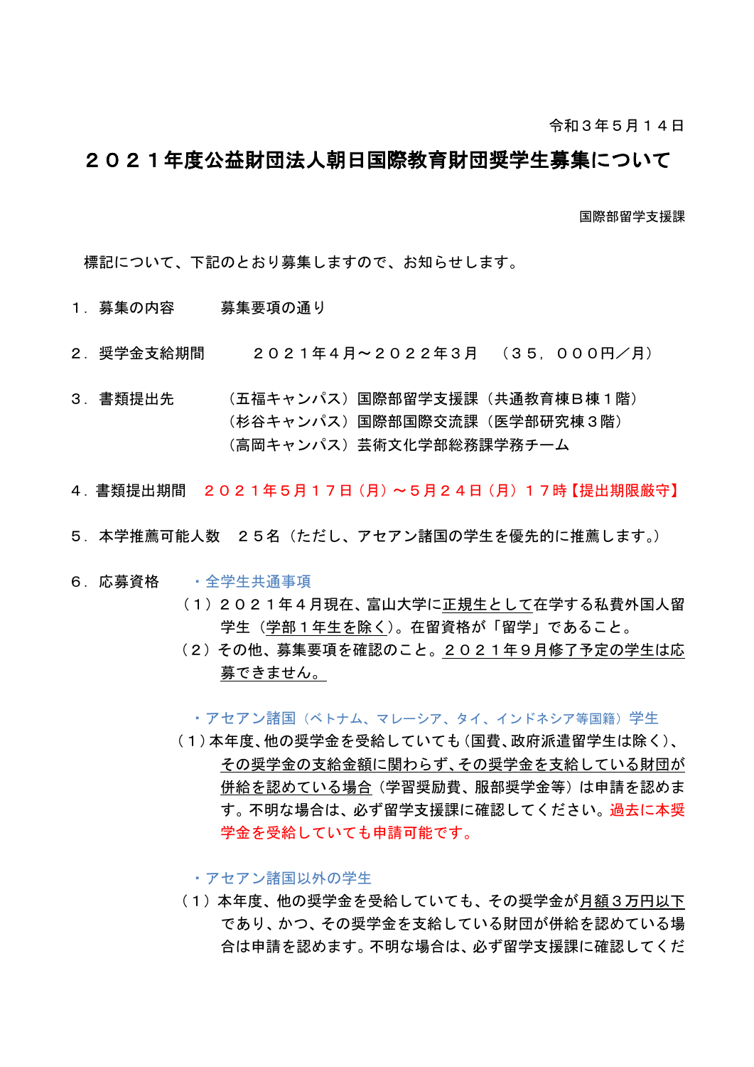令和３年５月１４日

# ２０２１年度公益財団法人朝日国際教育財団奨学生募集について

国際部留学支援課

標記について、下記のとおり募集しますので、お知らせします。

１．募集の内容　　　募集要項の通り

２．奨学金支給期間　　　２０２１年４月～２０２２年３月　（３５，０００円／月）

３．書類提出先　　　（五福キャンパス）国際部留学支援課（共通教育棟Ｂ棟１階）
（杉谷キャンパス）国際部国際交流課（医学部研究棟３階）
（高岡キャンパス）芸術文化学部総務課学務チーム

４．書類提出期間　２０２１年５月１７日（月）～５月２４日（月）１７時【提出期限厳守】

５．本学推薦可能人数　２５名（ただし、アセアン諸国の学生を優先的に推薦します。）

６．応募資格　　・全学生共通事項

（１）２０２１年４月現在、富山大学に正規生として在学する私費外国人留学生（学部１年生を除く）。在留資格が「留学」であること。

（２）その他、募集要項を確認のこと。２０２１年９月修了予定の学生は応募できません。

・アセアン諸国（ベトナム、マレーシア、タイ、インドネシア等国籍）学生

（１）本年度、他の奨学金を受給していても（国費、政府派遣留学生は除く）、その奨学金の支給金額に関わらず、その奨学金を支給している財団が併給を認めている場合（学習奨励費、服部奨学金等）は申請を認めます。不明な場合は、必ず留学支援課に確認してください。過去に本奨学金を受給していても申請可能です。

・アセアン諸国以外の学生

（１）本年度、他の奨学金を受給していても、その奨学金が月額３万円以下であり、かつ、その奨学金を支給している財団が併給を認めている場合は申請を認めます。不明な場合は、必ず留学支援課に確認してくだ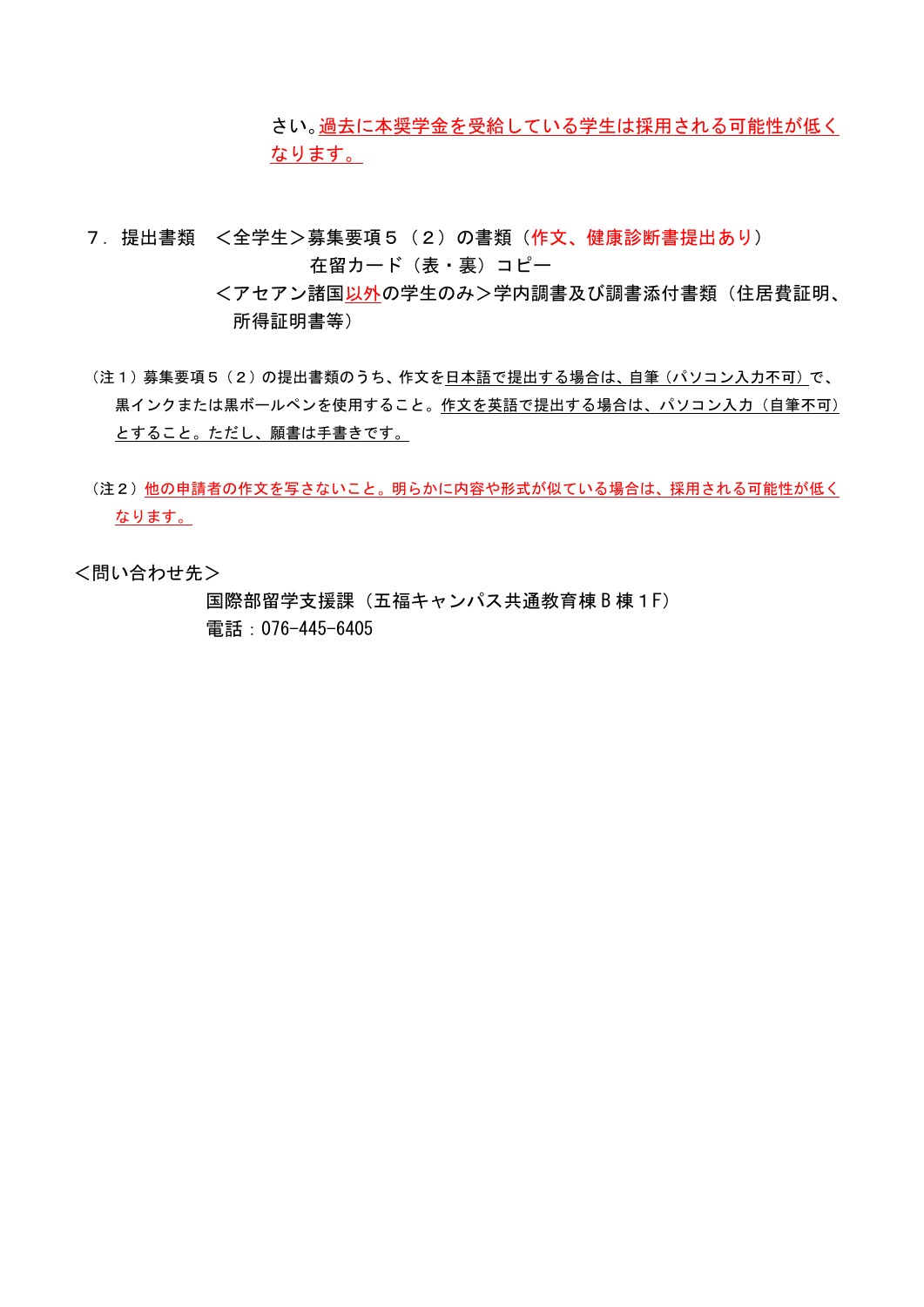さい。過去に本奨学金を受給している学生は採用される可能性が低くなります。

７．提出書類　＜全学生＞募集要項５（２）の書類（作文、健康診断書提出あり）

在留カード（表・裏）コピー

＜アセアン諸国以外の学生のみ＞学内調書及び調書添付書類（住居費証明、所得証明書等）

（注１）募集要項５（２）の提出書類のうち、作文を日本語で提出する場合は、自筆（パソコン入力不可）で、黒インクまたは黒ボールペンを使用すること。作文を英語で提出する場合は、パソコン入力（自筆不可）とすること。ただし、願書は手書きです。

（注２）他の申請者の作文を写さないこと。明らかに内容や形式が似ている場合は、採用される可能性が低くなります。

＜問い合わせ先＞

国際部留学支援課（五福キャンパス共通教育棟Ｂ棟１F）
電話：076-445-6405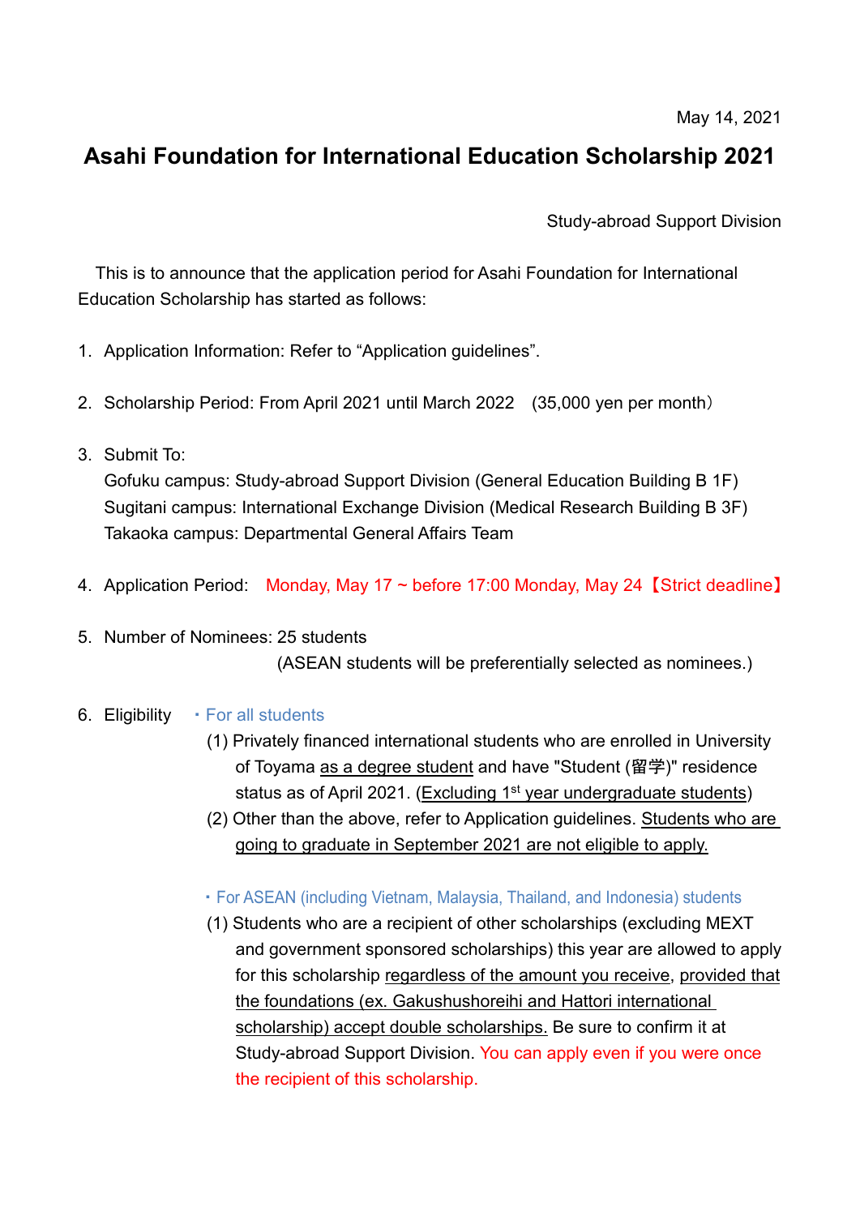May 14, 2021

# Asahi Foundation for International Education Scholarship 2021

Study-abroad Support Division

This is to announce that the application period for Asahi Foundation for International Education Scholarship has started as follows:

1. Application Information: Refer to "Application guidelines".

2. Scholarship Period: From April 2021 until March 2022 (35,000 yen per month)

3. Submit To:
   Gofuku campus: Study-abroad Support Division (General Education Building B 1F)
   Sugitani campus: International Exchange Division (Medical Research Building B 3F)
   Takaoka campus: Departmental General Affairs Team

4. Application Period: Monday, May 17 ~ before 17:00 Monday, May 24【Strict deadline】

5. Number of Nominees: 25 students
   (ASEAN students will be preferentially selected as nominees.)

6. Eligibility

   ・For all students

   (1) Privately financed international students who are enrolled in University of Toyama as a degree student and have "Student (留学)" residence status as of April 2021. (Excluding 1st year undergraduate students)

   (2) Other than the above, refer to Application guidelines. Students who are going to graduate in September 2021 are not eligible to apply.

   ・For ASEAN (including Vietnam, Malaysia, Thailand, and Indonesia) students

   (1) Students who are a recipient of other scholarships (excluding MEXT and government sponsored scholarships) this year are allowed to apply for this scholarship regardless of the amount you receive, provided that the foundations (ex. Gakushushoreihi and Hattori international scholarship) accept double scholarships. Be sure to confirm it at Study-abroad Support Division. You can apply even if you were once the recipient of this scholarship.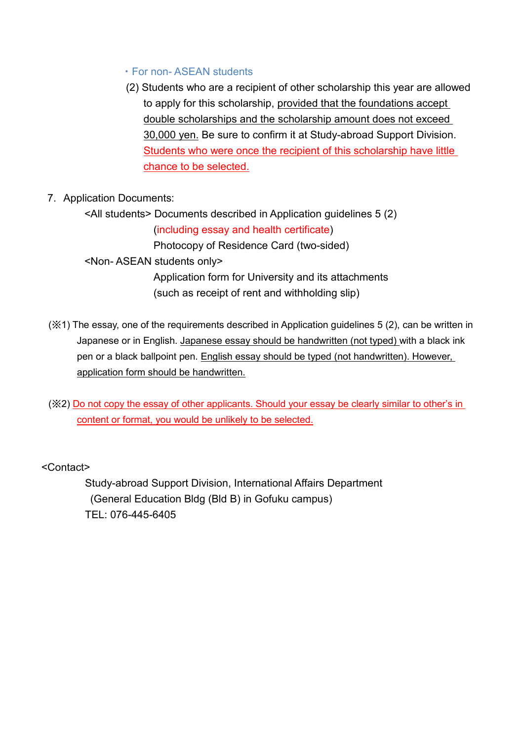・For non- ASEAN students

(2) Students who are a recipient of other scholarship this year are allowed to apply for this scholarship, provided that the foundations accept double scholarships and the scholarship amount does not exceed 30,000 yen. Be sure to confirm it at Study-abroad Support Division. Students who were once the recipient of this scholarship have little chance to be selected.

7. Application Documents:

<All students> Documents described in Application guidelines 5 (2)
(including essay and health certificate)
Photocopy of Residence Card (two-sided)

<Non- ASEAN students only>
Application form for University and its attachments
(such as receipt of rent and withholding slip)

(※1) The essay, one of the requirements described in Application guidelines 5 (2), can be written in Japanese or in English. Japanese essay should be handwritten (not typed) with a black ink pen or a black ballpoint pen. English essay should be typed (not handwritten). However, application form should be handwritten.

(※2) Do not copy the essay of other applicants. Should your essay be clearly similar to other's in content or format, you would be unlikely to be selected.

<Contact>

Study-abroad Support Division, International Affairs Department
(General Education Bldg (Bld B) in Gofuku campus)
TEL: 076-445-6405